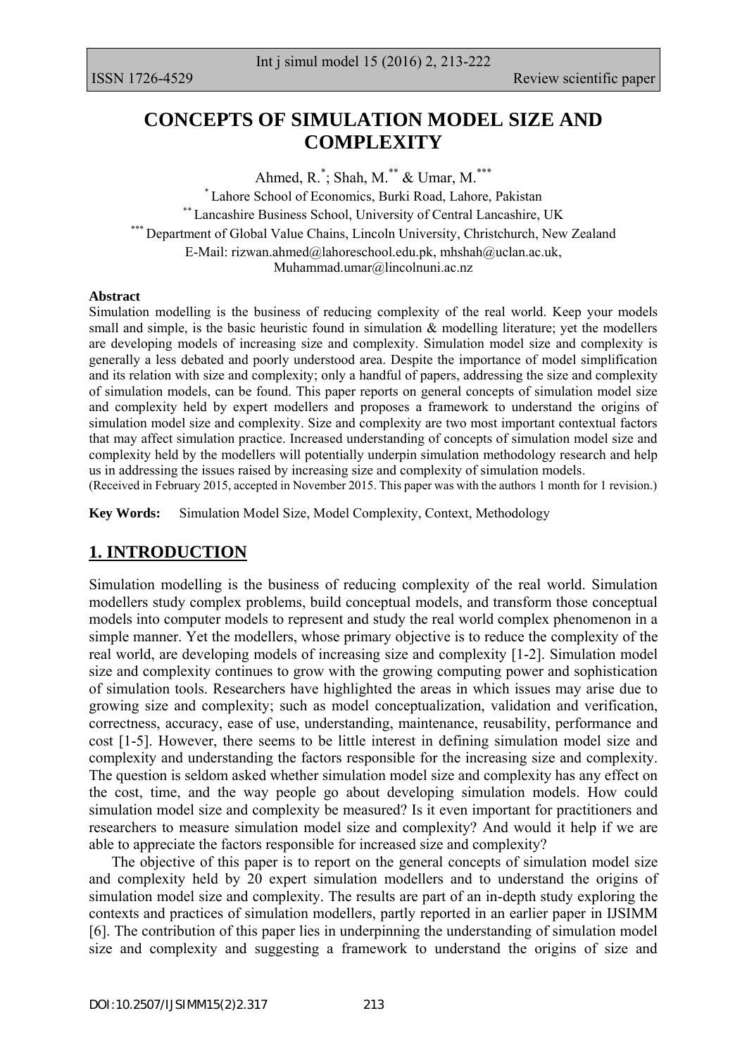# CONCEPTS OF SIMULATION MODEL SIZE AND COMPLEXITY

Ahmed, R.[*]; Shah, M.[**] & Umar, M.[***]

[*] Lahore School of Economics, Burki Road, Lahore, Pakistan

[**] Lancashire Business School, University of Central Lancashire, UK

[***] Department of Global Value Chains, Lincoln University, Christchurch, New Zealand

E-Mail: rizwan.ahmed@lahoreschool.edu.pk, mhshah@uclan.ac.uk, Muhammad.umar@lincolnuni.ac.nz

**Abstract**

Simulation modelling is the business of reducing complexity of the real world. Keep your models small and simple, is the basic heuristic found in simulation & modelling literature; yet the modellers are developing models of increasing size and complexity. Simulation model size and complexity is generally a less debated and poorly understood area. Despite the importance of model simplification and its relation with size and complexity; only a handful of papers, addressing the size and complexity of simulation models, can be found. This paper reports on general concepts of simulation model size and complexity held by expert modellers and proposes a framework to understand the origins of simulation model size and complexity. Size and complexity are two most important contextual factors that may affect simulation practice. Increased understanding of concepts of simulation model size and complexity held by the modellers will potentially underpin simulation methodology research and help us in addressing the issues raised by increasing size and complexity of simulation models.

(Received in February 2015, accepted in November 2015. This paper was with the authors 1 month for 1 revision.)

**Key Words:** Simulation Model Size, Model Complexity, Context, Methodology

## 1. INTRODUCTION

Simulation modelling is the business of reducing complexity of the real world. Simulation modellers study complex problems, build conceptual models, and transform those conceptual models into computer models to represent and study the real world complex phenomenon in a simple manner. Yet the modellers, whose primary objective is to reduce the complexity of the real world, are developing models of increasing size and complexity [1-2]. Simulation model size and complexity continues to grow with the growing computing power and sophistication of simulation tools. Researchers have highlighted the areas in which issues may arise due to growing size and complexity; such as model conceptualization, validation and verification, correctness, accuracy, ease of use, understanding, maintenance, reusability, performance and cost [1-5]. However, there seems to be little interest in defining simulation model size and complexity and understanding the factors responsible for the increasing size and complexity. The question is seldom asked whether simulation model size and complexity has any effect on the cost, time, and the way people go about developing simulation models. How could simulation model size and complexity be measured? Is it even important for practitioners and researchers to measure simulation model size and complexity? And would it help if we are able to appreciate the factors responsible for increased size and complexity?

The objective of this paper is to report on the general concepts of simulation model size and complexity held by 20 expert simulation modellers and to understand the origins of simulation model size and complexity. The results are part of an in-depth study exploring the contexts and practices of simulation modellers, partly reported in an earlier paper in IJSIMM [6]. The contribution of this paper lies in underpinning the understanding of simulation model size and complexity and suggesting a framework to understand the origins of size and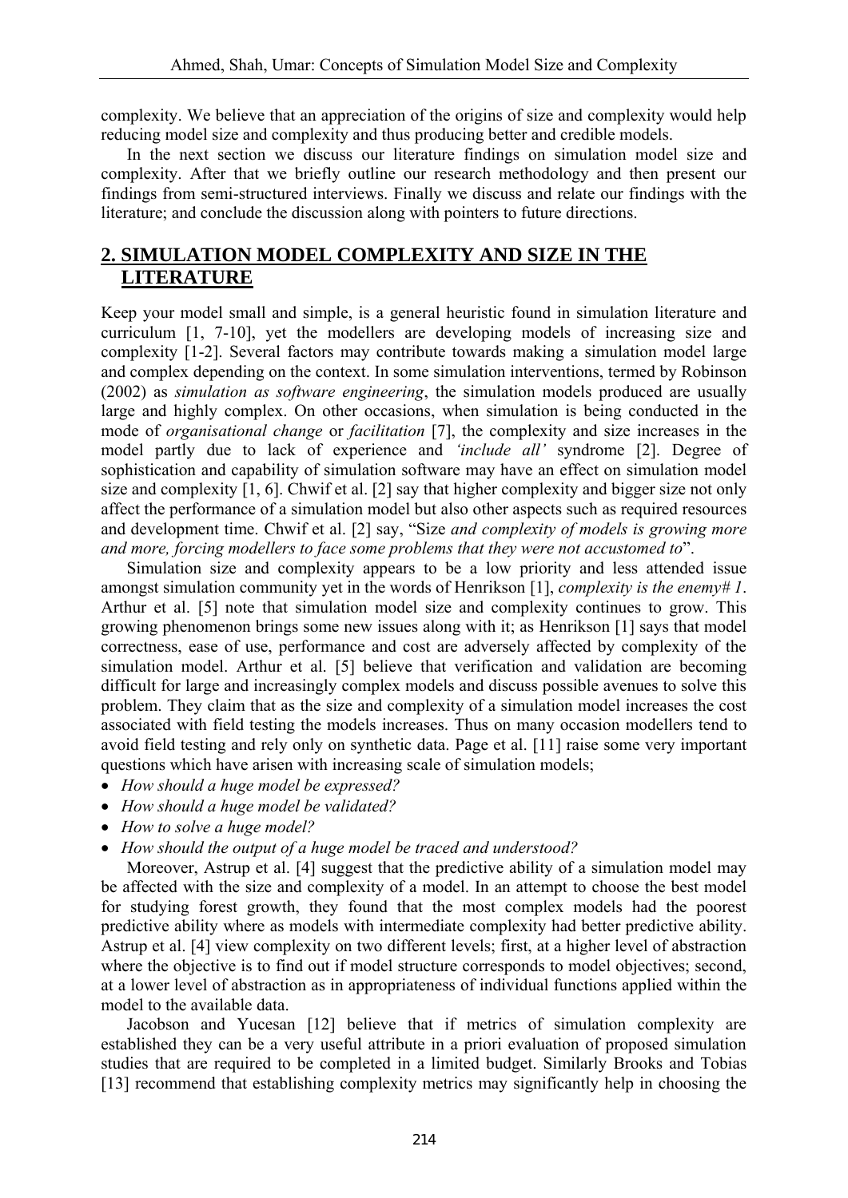complexity. We believe that an appreciation of the origins of size and complexity would help reducing model size and complexity and thus producing better and credible models.

In the next section we discuss our literature findings on simulation model size and complexity. After that we briefly outline our research methodology and then present our findings from semi-structured interviews. Finally we discuss and relate our findings with the literature; and conclude the discussion along with pointers to future directions.

## 2. SIMULATION MODEL COMPLEXITY AND SIZE IN THE LITERATURE

Keep your model small and simple, is a general heuristic found in simulation literature and curriculum [1, 7-10], yet the modellers are developing models of increasing size and complexity [1-2]. Several factors may contribute towards making a simulation model large and complex depending on the context. In some simulation interventions, termed by Robinson (2002) as *simulation as software engineering*, the simulation models produced are usually large and highly complex. On other occasions, when simulation is being conducted in the mode of *organisational change* or *facilitation* [7], the complexity and size increases in the model partly due to lack of experience and *'include all'* syndrome [2]. Degree of sophistication and capability of simulation software may have an effect on simulation model size and complexity [1, 6]. Chwif et al. [2] say that higher complexity and bigger size not only affect the performance of a simulation model but also other aspects such as required resources and development time. Chwif et al. [2] say, "Size *and complexity of models is growing more and more, forcing modellers to face some problems that they were not accustomed to*".

Simulation size and complexity appears to be a low priority and less attended issue amongst simulation community yet in the words of Henrikson [1], *complexity is the enemy# 1*. Arthur et al. [5] note that simulation model size and complexity continues to grow. This growing phenomenon brings some new issues along with it; as Henrikson [1] says that model correctness, ease of use, performance and cost are adversely affected by complexity of the simulation model. Arthur et al. [5] believe that verification and validation are becoming difficult for large and increasingly complex models and discuss possible avenues to solve this problem. They claim that as the size and complexity of a simulation model increases the cost associated with field testing the models increases. Thus on many occasion modellers tend to avoid field testing and rely only on synthetic data. Page et al. [11] raise some very important questions which have arisen with increasing scale of simulation models;

- *How should a huge model be expressed?*
- *How should a huge model be validated?*
- *How to solve a huge model?*
- *How should the output of a huge model be traced and understood?*

Moreover, Astrup et al. [4] suggest that the predictive ability of a simulation model may be affected with the size and complexity of a model. In an attempt to choose the best model for studying forest growth, they found that the most complex models had the poorest predictive ability where as models with intermediate complexity had better predictive ability. Astrup et al. [4] view complexity on two different levels; first, at a higher level of abstraction where the objective is to find out if model structure corresponds to model objectives; second, at a lower level of abstraction as in appropriateness of individual functions applied within the model to the available data.

Jacobson and Yucesan [12] believe that if metrics of simulation complexity are established they can be a very useful attribute in a priori evaluation of proposed simulation studies that are required to be completed in a limited budget. Similarly Brooks and Tobias [13] recommend that establishing complexity metrics may significantly help in choosing the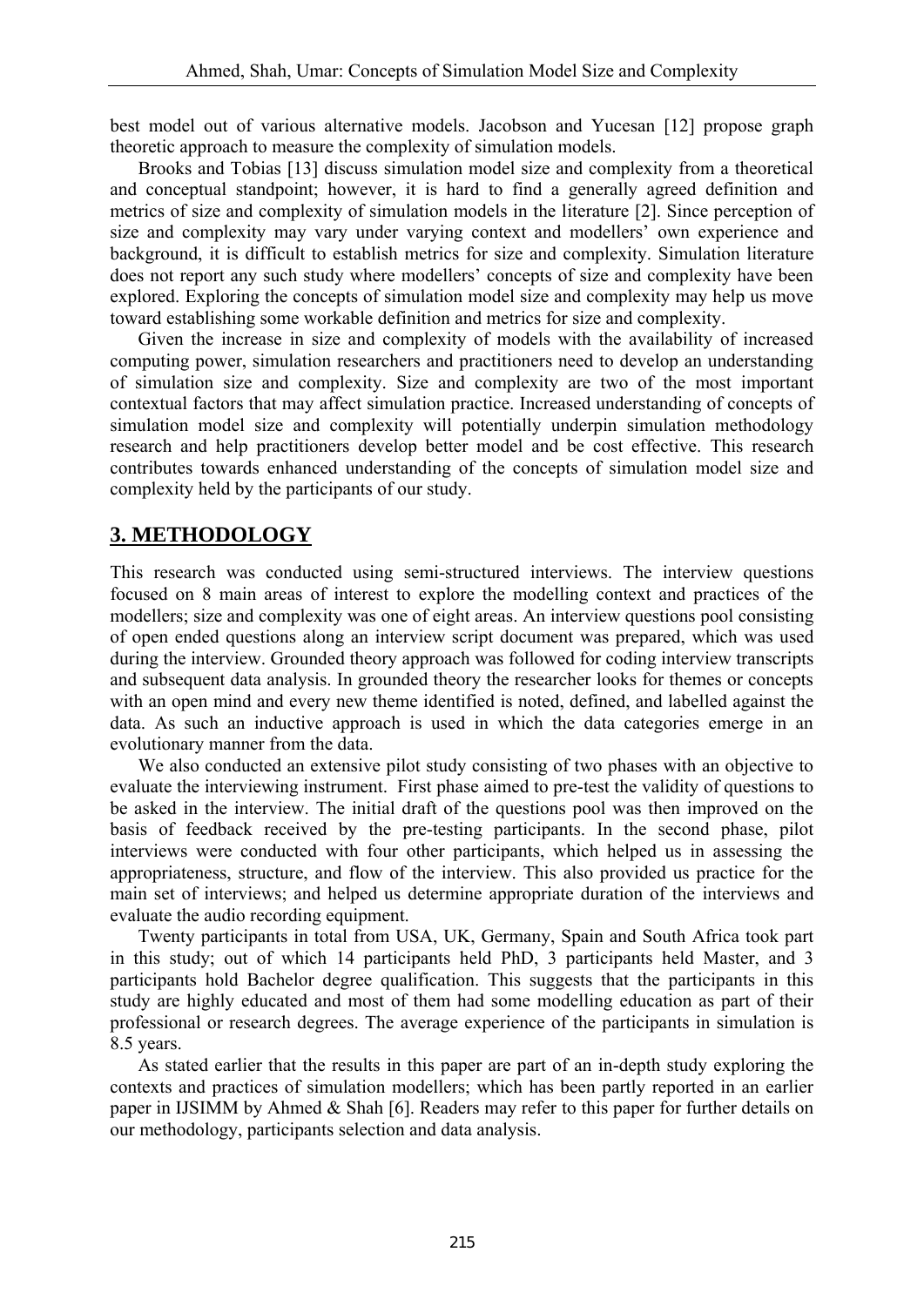best model out of various alternative models. Jacobson and Yucesan [12] propose graph theoretic approach to measure the complexity of simulation models.

Brooks and Tobias [13] discuss simulation model size and complexity from a theoretical and conceptual standpoint; however, it is hard to find a generally agreed definition and metrics of size and complexity of simulation models in the literature [2]. Since perception of size and complexity may vary under varying context and modellers' own experience and background, it is difficult to establish metrics for size and complexity. Simulation literature does not report any such study where modellers' concepts of size and complexity have been explored. Exploring the concepts of simulation model size and complexity may help us move toward establishing some workable definition and metrics for size and complexity.

Given the increase in size and complexity of models with the availability of increased computing power, simulation researchers and practitioners need to develop an understanding of simulation size and complexity. Size and complexity are two of the most important contextual factors that may affect simulation practice. Increased understanding of concepts of simulation model size and complexity will potentially underpin simulation methodology research and help practitioners develop better model and be cost effective. This research contributes towards enhanced understanding of the concepts of simulation model size and complexity held by the participants of our study.

## 3. METHODOLOGY

This research was conducted using semi-structured interviews. The interview questions focused on 8 main areas of interest to explore the modelling context and practices of the modellers; size and complexity was one of eight areas. An interview questions pool consisting of open ended questions along an interview script document was prepared, which was used during the interview. Grounded theory approach was followed for coding interview transcripts and subsequent data analysis. In grounded theory the researcher looks for themes or concepts with an open mind and every new theme identified is noted, defined, and labelled against the data. As such an inductive approach is used in which the data categories emerge in an evolutionary manner from the data.

We also conducted an extensive pilot study consisting of two phases with an objective to evaluate the interviewing instrument. First phase aimed to pre-test the validity of questions to be asked in the interview. The initial draft of the questions pool was then improved on the basis of feedback received by the pre-testing participants. In the second phase, pilot interviews were conducted with four other participants, which helped us in assessing the appropriateness, structure, and flow of the interview. This also provided us practice for the main set of interviews; and helped us determine appropriate duration of the interviews and evaluate the audio recording equipment.

Twenty participants in total from USA, UK, Germany, Spain and South Africa took part in this study; out of which 14 participants held PhD, 3 participants held Master, and 3 participants hold Bachelor degree qualification. This suggests that the participants in this study are highly educated and most of them had some modelling education as part of their professional or research degrees. The average experience of the participants in simulation is 8.5 years.

As stated earlier that the results in this paper are part of an in-depth study exploring the contexts and practices of simulation modellers; which has been partly reported in an earlier paper in IJSIMM by Ahmed & Shah [6]. Readers may refer to this paper for further details on our methodology, participants selection and data analysis.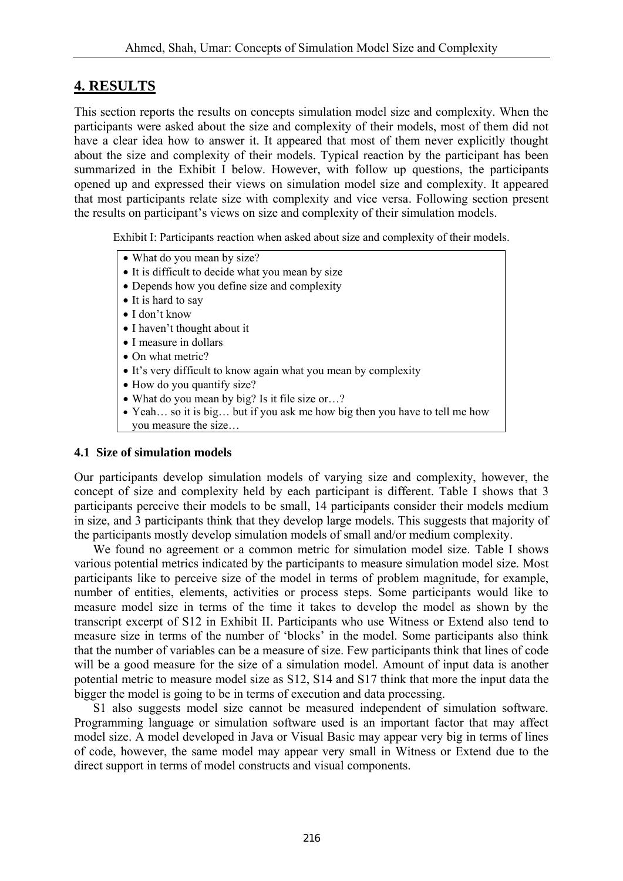## 4. RESULTS

This section reports the results on concepts simulation model size and complexity. When the participants were asked about the size and complexity of their models, most of them did not have a clear idea how to answer it. It appeared that most of them never explicitly thought about the size and complexity of their models. Typical reaction by the participant has been summarized in the Exhibit I below. However, with follow up questions, the participants opened up and expressed their views on simulation model size and complexity. It appeared that most participants relate size with complexity and vice versa. Following section present the results on participant's views on size and complexity of their simulation models.

Exhibit I: Participants reaction when asked about size and complexity of their models.

- What do you mean by size?
- It is difficult to decide what you mean by size
- Depends how you define size and complexity
- It is hard to say
- I don't know
- I haven't thought about it
- I measure in dollars
- On what metric?
- It's very difficult to know again what you mean by complexity
- How do you quantify size?
- What do you mean by big? Is it file size or…?
- Yeah… so it is big… but if you ask me how big then you have to tell me how you measure the size…

### 4.1 Size of simulation models

Our participants develop simulation models of varying size and complexity, however, the concept of size and complexity held by each participant is different. Table I shows that 3 participants perceive their models to be small, 14 participants consider their models medium in size, and 3 participants think that they develop large models. This suggests that majority of the participants mostly develop simulation models of small and/or medium complexity.

We found no agreement or a common metric for simulation model size. Table I shows various potential metrics indicated by the participants to measure simulation model size. Most participants like to perceive size of the model in terms of problem magnitude, for example, number of entities, elements, activities or process steps. Some participants would like to measure model size in terms of the time it takes to develop the model as shown by the transcript excerpt of S12 in Exhibit II. Participants who use Witness or Extend also tend to measure size in terms of the number of 'blocks' in the model. Some participants also think that the number of variables can be a measure of size. Few participants think that lines of code will be a good measure for the size of a simulation model. Amount of input data is another potential metric to measure model size as S12, S14 and S17 think that more the input data the bigger the model is going to be in terms of execution and data processing.

S1 also suggests model size cannot be measured independent of simulation software. Programming language or simulation software used is an important factor that may affect model size. A model developed in Java or Visual Basic may appear very big in terms of lines of code, however, the same model may appear very small in Witness or Extend due to the direct support in terms of model constructs and visual components.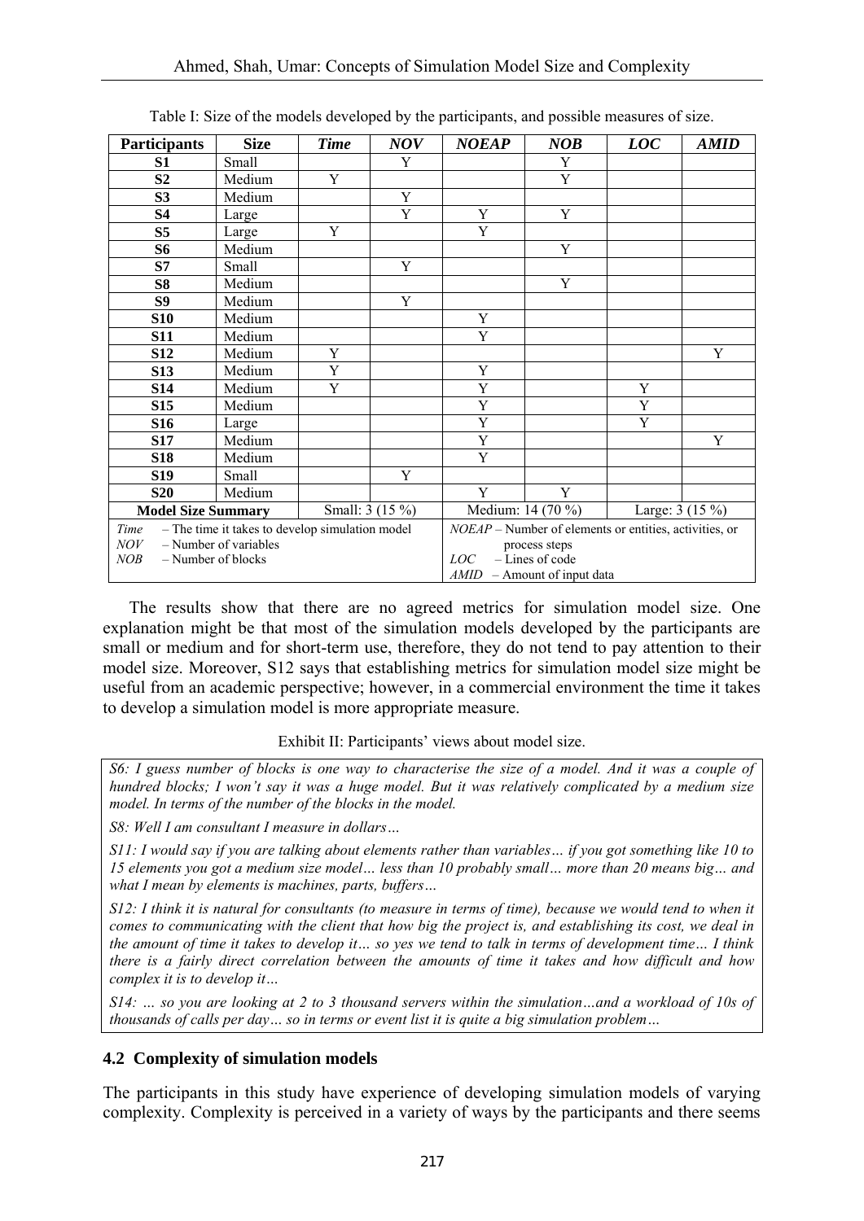Table I: Size of the models developed by the participants, and possible measures of size.

| Participants | Size | *Time* | *NOV* | *NOEAP* | *NOB* | *LOC* | *AMID* |
|---|---|---|---|---|---|---|---|
| **S1** | Small | | Y | | Y | | |
| **S2** | Medium | Y | | | Y | | |
| **S3** | Medium | | Y | | | | |
| **S4** | Large | | Y | Y | Y | | |
| **S5** | Large | Y | | Y | | | |
| **S6** | Medium | | | | Y | | |
| **S7** | Small | | Y | | | | |
| **S8** | Medium | | | | Y | | |
| **S9** | Medium | | Y | | | | |
| **S10** | Medium | | | Y | | | |
| **S11** | Medium | | | Y | | | |
| **S12** | Medium | Y | | | | | Y |
| **S13** | Medium | Y | | Y | | | |
| **S14** | Medium | Y | | Y | | Y | |
| **S15** | Medium | | | Y | | Y | |
| **S16** | Large | | | Y | | Y | |
| **S17** | Medium | | | Y | | | Y |
| **S18** | Medium | | | Y | | | |
| **S19** | Small | | Y | | | | |
| **S20** | Medium | | | Y | Y | | |
| **Model Size Summary** | | Small: 3 (15 %) | | Medium: 14 (70 %) | | Large: 3 (15 %) | |

*Time* – The time it takes to develop simulation model
*NOV* – Number of variables
*NOB* – Number of blocks
*NOEAP* – Number of elements or entities, activities, or process steps
*LOC* – Lines of code
*AMID* – Amount of input data

The results show that there are no agreed metrics for simulation model size. One explanation might be that most of the simulation models developed by the participants are small or medium and for short-term use, therefore, they do not tend to pay attention to their model size. Moreover, S12 says that establishing metrics for simulation model size might be useful from an academic perspective; however, in a commercial environment the time it takes to develop a simulation model is more appropriate measure.

Exhibit II: Participants' views about model size.

*S6: I guess number of blocks is one way to characterise the size of a model. And it was a couple of hundred blocks; I won't say it was a huge model. But it was relatively complicated by a medium size model. In terms of the number of the blocks in the model.*

*S8: Well I am consultant I measure in dollars…*

*S11: I would say if you are talking about elements rather than variables… if you got something like 10 to 15 elements you got a medium size model… less than 10 probably small… more than 20 means big… and what I mean by elements is machines, parts, buffers…*

*S12: I think it is natural for consultants (to measure in terms of time), because we would tend to when it comes to communicating with the client that how big the project is, and establishing its cost, we deal in the amount of time it takes to develop it… so yes we tend to talk in terms of development time… I think there is a fairly direct correlation between the amounts of time it takes and how difficult and how complex it is to develop it…*

*S14: … so you are looking at 2 to 3 thousand servers within the simulation…and a workload of 10s of thousands of calls per day… so in terms or event list it is quite a big simulation problem…*

## 4.2 Complexity of simulation models

The participants in this study have experience of developing simulation models of varying complexity. Complexity is perceived in a variety of ways by the participants and there seems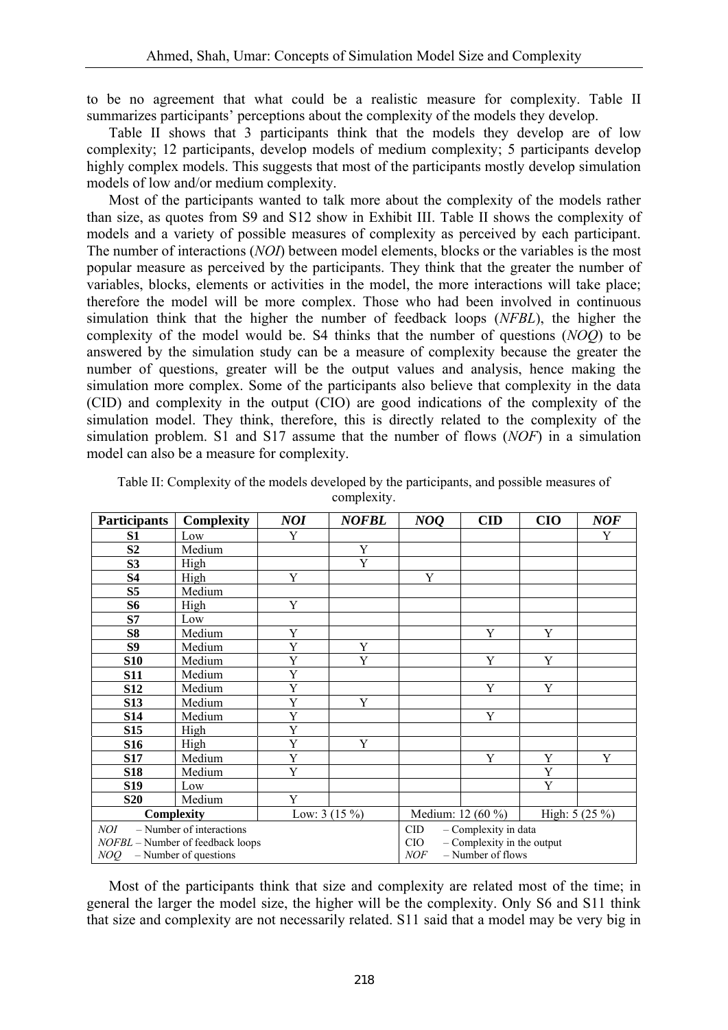to be no agreement that what could be a realistic measure for complexity. Table II summarizes participants' perceptions about the complexity of the models they develop.

Table II shows that 3 participants think that the models they develop are of low complexity; 12 participants, develop models of medium complexity; 5 participants develop highly complex models. This suggests that most of the participants mostly develop simulation models of low and/or medium complexity.

Most of the participants wanted to talk more about the complexity of the models rather than size, as quotes from S9 and S12 show in Exhibit III. Table II shows the complexity of models and a variety of possible measures of complexity as perceived by each participant. The number of interactions (*NOI*) between model elements, blocks or the variables is the most popular measure as perceived by the participants. They think that the greater the number of variables, blocks, elements or activities in the model, the more interactions will take place; therefore the model will be more complex. Those who had been involved in continuous simulation think that the higher the number of feedback loops (*NFBL*), the higher the complexity of the model would be. S4 thinks that the number of questions (*NOQ*) to be answered by the simulation study can be a measure of complexity because the greater the number of questions, greater will be the output values and analysis, hence making the simulation more complex. Some of the participants also believe that complexity in the data (CID) and complexity in the output (CIO) are good indications of the complexity of the simulation model. They think, therefore, this is directly related to the complexity of the simulation problem. S1 and S17 assume that the number of flows (*NOF*) in a simulation model can also be a measure for complexity.

Table II: Complexity of the models developed by the participants, and possible measures of complexity.

| Participants | Complexity | *NOI* | *NOFBL* | *NOQ* | CID | CIO | *NOF* |
|---|---|---|---|---|---|---|---|
| **S1** | Low | Y | | | | | Y |
| **S2** | Medium | | Y | | | | |
| **S3** | High | | Y | | | | |
| **S4** | High | Y | | Y | | | |
| **S5** | Medium | | | | | | |
| **S6** | High | Y | | | | | |
| **S7** | Low | | | | | | |
| **S8** | Medium | Y | | | Y | Y | |
| **S9** | Medium | Y | Y | | | | |
| **S10** | Medium | Y | Y | | Y | Y | |
| **S11** | Medium | Y | | | | | |
| **S12** | Medium | Y | | | Y | Y | |
| **S13** | Medium | Y | Y | | | | |
| **S14** | Medium | Y | | | Y | | |
| **S15** | High | Y | | | | | |
| **S16** | High | Y | Y | | | | |
| **S17** | Medium | Y | | | Y | Y | Y |
| **S18** | Medium | Y | | | | Y | |
| **S19** | Low | | | | | Y | |
| **S20** | Medium | Y | | | | | |
| **Complexity** | | Low: 3 (15 %) | | Medium: 12 (60 %) | | High: 5 (25 %) | |

*NOI* – Number of interactions
*NOFBL* – Number of feedback loops
*NOQ* – Number of questions
CID – Complexity in data
CIO – Complexity in the output
*NOF* – Number of flows

Most of the participants think that size and complexity are related most of the time; in general the larger the model size, the higher will be the complexity. Only S6 and S11 think that size and complexity are not necessarily related. S11 said that a model may be very big in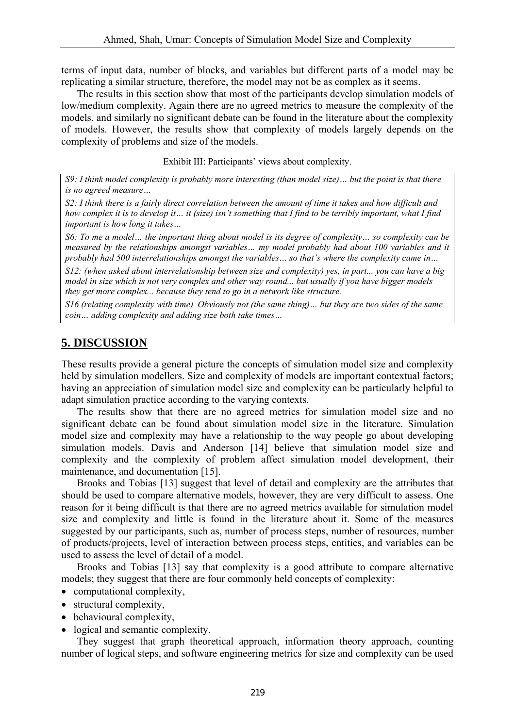terms of input data, number of blocks, and variables but different parts of a model may be replicating a similar structure, therefore, the model may not be as complex as it seems.

The results in this section show that most of the participants develop simulation models of low/medium complexity. Again there are no agreed metrics to measure the complexity of the models, and similarly no significant debate can be found in the literature about the complexity of models. However, the results show that complexity of models largely depends on the complexity of problems and size of the models.

Exhibit III: Participants' views about complexity.

> *S9: I think model complexity is probably more interesting (than model size)… but the point is that there is no agreed measure…*
>
> *S2: I think there is a fairly direct correlation between the amount of time it takes and how difficult and how complex it is to develop it… it (size) isn't something that I find to be terribly important, what I find important is how long it takes…*
>
> *S6: To me a model… the important thing about model is its degree of complexity… so complexity can be measured by the relationships amongst variables… my model probably had about 100 variables and it probably had 500 interrelationships amongst the variables… so that's where the complexity came in…*
>
> *S12: (when asked about interrelationship between size and complexity) yes, in part... you can have a big model in size which is not very complex and other way round... but usually if you have bigger models they get more complex... because they tend to go in a network like structure.*
>
> *S16 (relating complexity with time) Obviously not (the same thing)… but they are two sides of the same coin… adding complexity and adding size both take times…*

## 5. DISCUSSION

These results provide a general picture the concepts of simulation model size and complexity held by simulation modellers. Size and complexity of models are important contextual factors; having an appreciation of simulation model size and complexity can be particularly helpful to adapt simulation practice according to the varying contexts.

The results show that there are no agreed metrics for simulation model size and no significant debate can be found about simulation model size in the literature. Simulation model size and complexity may have a relationship to the way people go about developing simulation models. Davis and Anderson [14] believe that simulation model size and complexity and the complexity of problem affect simulation model development, their maintenance, and documentation [15].

Brooks and Tobias [13] suggest that level of detail and complexity are the attributes that should be used to compare alternative models, however, they are very difficult to assess. One reason for it being difficult is that there are no agreed metrics available for simulation model size and complexity and little is found in the literature about it. Some of the measures suggested by our participants, such as, number of process steps, number of resources, number of products/projects, level of interaction between process steps, entities, and variables can be used to assess the level of detail of a model.

Brooks and Tobias [13] say that complexity is a good attribute to compare alternative models; they suggest that there are four commonly held concepts of complexity:

- computational complexity,
- structural complexity,
- behavioural complexity,
- logical and semantic complexity.

They suggest that graph theoretical approach, information theory approach, counting number of logical steps, and software engineering metrics for size and complexity can be used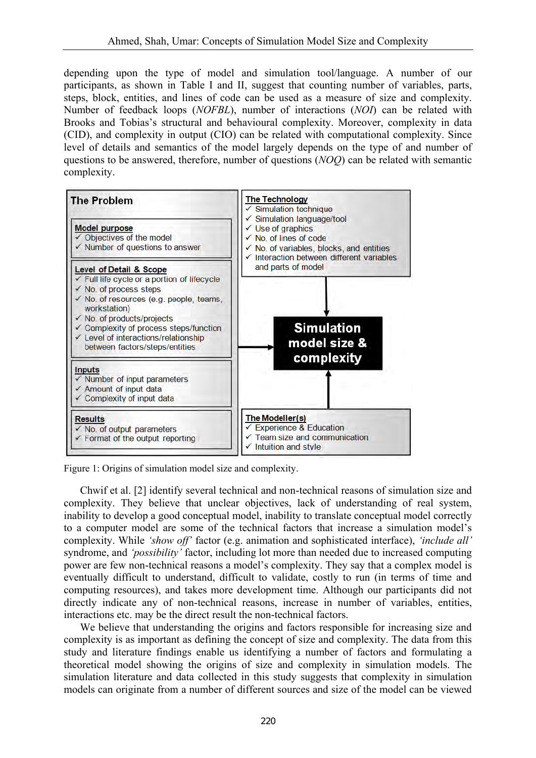depending upon the type of model and simulation tool/language. A number of our participants, as shown in Table I and II, suggest that counting number of variables, parts, steps, block, entities, and lines of code can be used as a measure of size and complexity. Number of feedback loops (*NOFBL*), number of interactions (*NOI*) can be related with Brooks and Tobias's structural and behavioural complexity. Moreover, complexity in data (CID), and complexity in output (CIO) can be related with computational complexity. Since level of details and semantics of the model largely depends on the type of and number of questions to be answered, therefore, number of questions (*NOQ*) can be related with semantic complexity.

The Problem

Model purpose
✓ Objectives of the model
✓ Number of questions to answer

Level of Detail & Scope
✓ Full life cycle or a portion of lifecycle
✓ No. of process steps
✓ No. of resources (e.g. people, teams, workstation)
✓ No. of products/projects
✓ Complexity of process steps/function
✓ Level of interactions/relationship between factors/steps/entities

Inputs
✓ Number of input parameters
✓ Amount of input data
✓ Complexity of input data

Results
✓ No. of output parameters
✓ Format of the output reporting

The Technology
✓ Simulation technique
✓ Simulation language/tool
✓ Use of graphics
✓ No. of lines of code
✓ No. of variables, blocks, and entities
✓ Interaction between different variables and parts of model

Simulation model size & complexity

The Modeller(s)
✓ Experience & Education
✓ Team size and communication
✓ Intuition and style

Figure 1: Origins of simulation model size and complexity.

Chwif et al. [2] identify several technical and non-technical reasons of simulation size and complexity. They believe that unclear objectives, lack of understanding of real system, inability to develop a good conceptual model, inability to translate conceptual model correctly to a computer model are some of the technical factors that increase a simulation model's complexity. While *'show off'* factor (e.g. animation and sophisticated interface), *'include all'* syndrome, and *'possibility'* factor, including lot more than needed due to increased computing power are few non-technical reasons a model's complexity. They say that a complex model is eventually difficult to understand, difficult to validate, costly to run (in terms of time and computing resources), and takes more development time. Although our participants did not directly indicate any of non-technical reasons, increase in number of variables, entities, interactions etc. may be the direct result the non-technical factors.

We believe that understanding the origins and factors responsible for increasing size and complexity is as important as defining the concept of size and complexity. The data from this study and literature findings enable us identifying a number of factors and formulating a theoretical model showing the origins of size and complexity in simulation models. The simulation literature and data collected in this study suggests that complexity in simulation models can originate from a number of different sources and size of the model can be viewed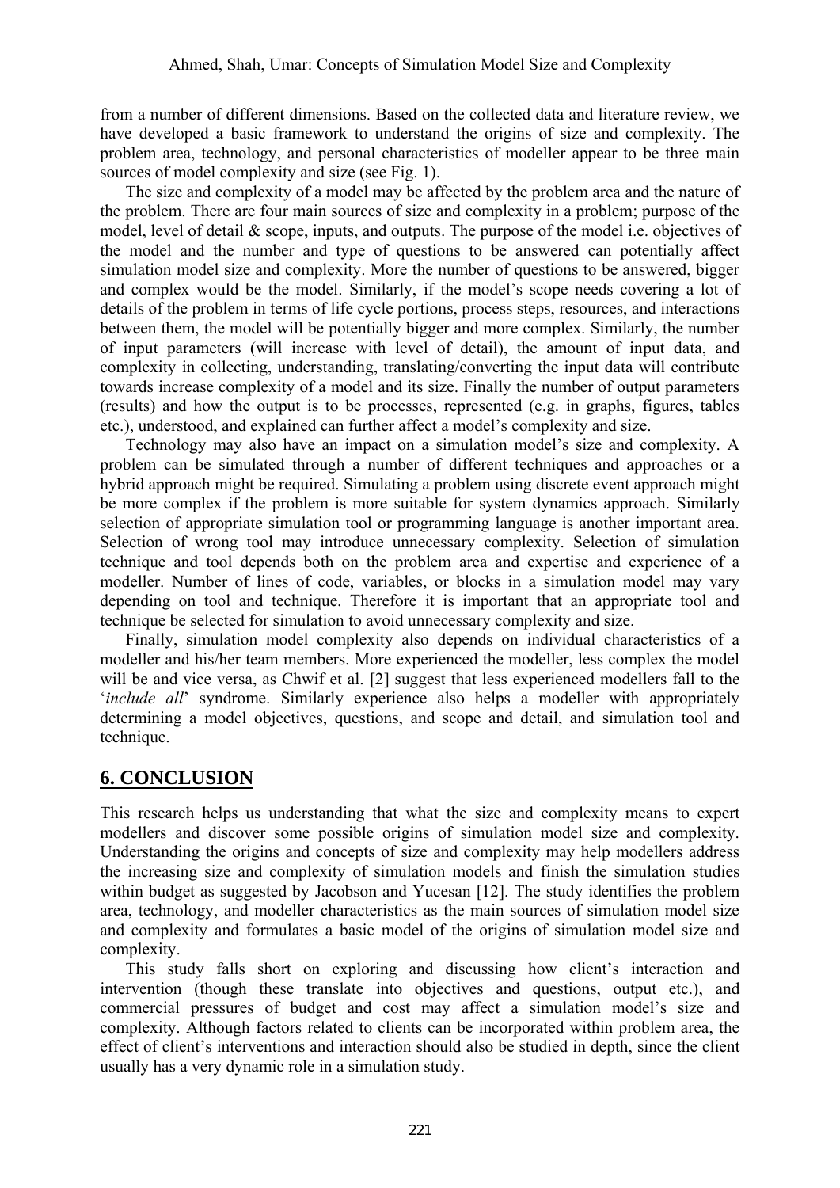from a number of different dimensions. Based on the collected data and literature review, we have developed a basic framework to understand the origins of size and complexity. The problem area, technology, and personal characteristics of modeller appear to be three main sources of model complexity and size (see Fig. 1).

The size and complexity of a model may be affected by the problem area and the nature of the problem. There are four main sources of size and complexity in a problem; purpose of the model, level of detail & scope, inputs, and outputs. The purpose of the model i.e. objectives of the model and the number and type of questions to be answered can potentially affect simulation model size and complexity. More the number of questions to be answered, bigger and complex would be the model. Similarly, if the model's scope needs covering a lot of details of the problem in terms of life cycle portions, process steps, resources, and interactions between them, the model will be potentially bigger and more complex. Similarly, the number of input parameters (will increase with level of detail), the amount of input data, and complexity in collecting, understanding, translating/converting the input data will contribute towards increase complexity of a model and its size. Finally the number of output parameters (results) and how the output is to be processes, represented (e.g. in graphs, figures, tables etc.), understood, and explained can further affect a model's complexity and size.

Technology may also have an impact on a simulation model's size and complexity. A problem can be simulated through a number of different techniques and approaches or a hybrid approach might be required. Simulating a problem using discrete event approach might be more complex if the problem is more suitable for system dynamics approach. Similarly selection of appropriate simulation tool or programming language is another important area. Selection of wrong tool may introduce unnecessary complexity. Selection of simulation technique and tool depends both on the problem area and expertise and experience of a modeller. Number of lines of code, variables, or blocks in a simulation model may vary depending on tool and technique. Therefore it is important that an appropriate tool and technique be selected for simulation to avoid unnecessary complexity and size.

Finally, simulation model complexity also depends on individual characteristics of a modeller and his/her team members. More experienced the modeller, less complex the model will be and vice versa, as Chwif et al. [2] suggest that less experienced modellers fall to the '*include all*' syndrome. Similarly experience also helps a modeller with appropriately determining a model objectives, questions, and scope and detail, and simulation tool and technique.

## 6. CONCLUSION

This research helps us understanding that what the size and complexity means to expert modellers and discover some possible origins of simulation model size and complexity. Understanding the origins and concepts of size and complexity may help modellers address the increasing size and complexity of simulation models and finish the simulation studies within budget as suggested by Jacobson and Yucesan [12]. The study identifies the problem area, technology, and modeller characteristics as the main sources of simulation model size and complexity and formulates a basic model of the origins of simulation model size and complexity.

This study falls short on exploring and discussing how client's interaction and intervention (though these translate into objectives and questions, output etc.), and commercial pressures of budget and cost may affect a simulation model's size and complexity. Although factors related to clients can be incorporated within problem area, the effect of client's interventions and interaction should also be studied in depth, since the client usually has a very dynamic role in a simulation study.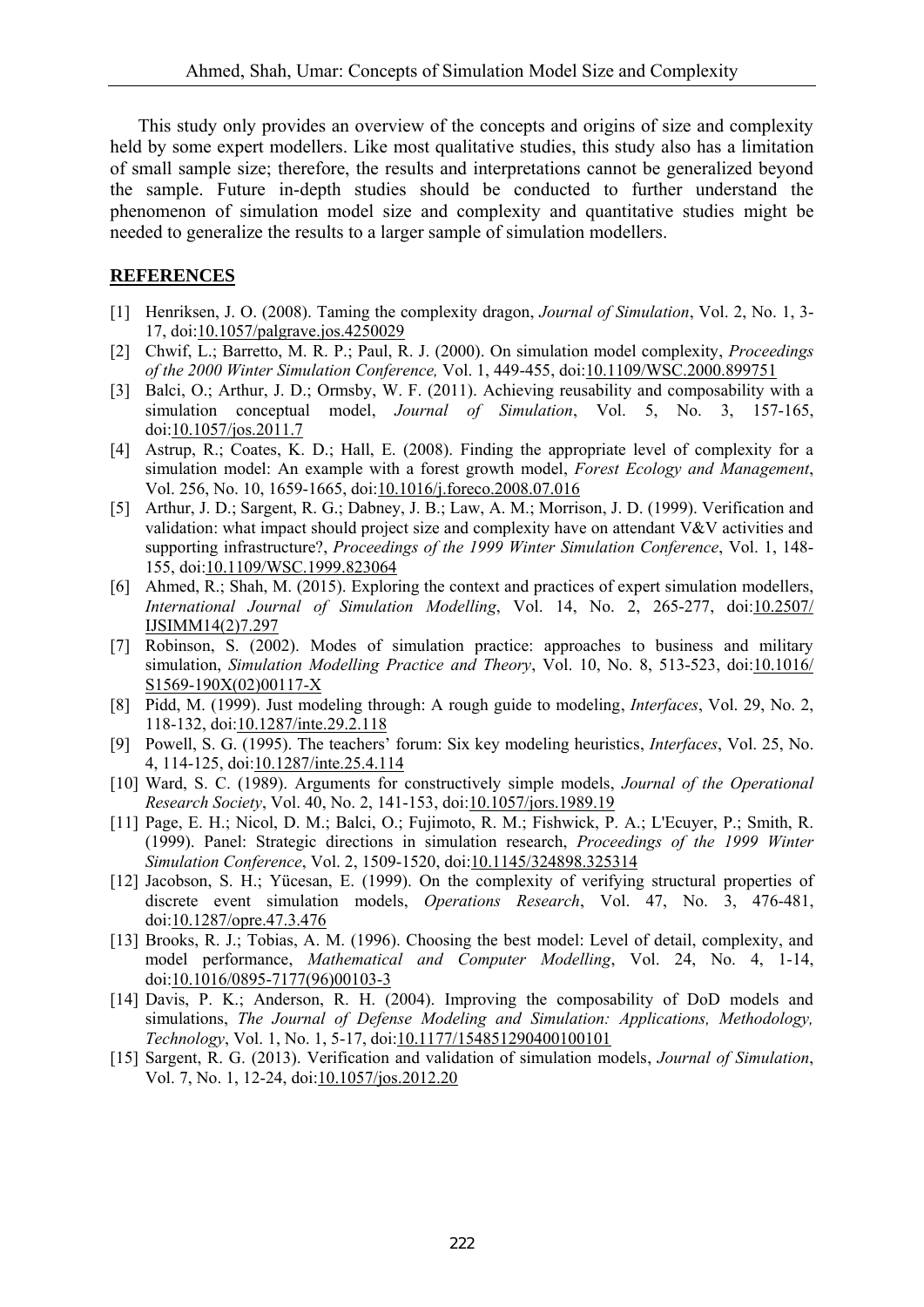This study only provides an overview of the concepts and origins of size and complexity held by some expert modellers. Like most qualitative studies, this study also has a limitation of small sample size; therefore, the results and interpretations cannot be generalized beyond the sample. Future in-depth studies should be conducted to further understand the phenomenon of simulation model size and complexity and quantitative studies might be needed to generalize the results to a larger sample of simulation modellers.

## REFERENCES

[1] Henriksen, J. O. (2008). Taming the complexity dragon, *Journal of Simulation*, Vol. 2, No. 1, 3-17, doi:10.1057/palgrave.jos.4250029

[2] Chwif, L.; Barretto, M. R. P.; Paul, R. J. (2000). On simulation model complexity, *Proceedings of the 2000 Winter Simulation Conference,* Vol. 1, 449-455, doi:10.1109/WSC.2000.899751

[3] Balci, O.; Arthur, J. D.; Ormsby, W. F. (2011). Achieving reusability and composability with a simulation conceptual model, *Journal of Simulation*, Vol. 5, No. 3, 157-165, doi:10.1057/jos.2011.7

[4] Astrup, R.; Coates, K. D.; Hall, E. (2008). Finding the appropriate level of complexity for a simulation model: An example with a forest growth model, *Forest Ecology and Management*, Vol. 256, No. 10, 1659-1665, doi:10.1016/j.foreco.2008.07.016

[5] Arthur, J. D.; Sargent, R. G.; Dabney, J. B.; Law, A. M.; Morrison, J. D. (1999). Verification and validation: what impact should project size and complexity have on attendant V&V activities and supporting infrastructure?, *Proceedings of the 1999 Winter Simulation Conference*, Vol. 1, 148-155, doi:10.1109/WSC.1999.823064

[6] Ahmed, R.; Shah, M. (2015). Exploring the context and practices of expert simulation modellers, *International Journal of Simulation Modelling*, Vol. 14, No. 2, 265-277, doi:10.2507/IJSIMM14(2)7.297

[7] Robinson, S. (2002). Modes of simulation practice: approaches to business and military simulation, *Simulation Modelling Practice and Theory*, Vol. 10, No. 8, 513-523, doi:10.1016/S1569-190X(02)00117-X

[8] Pidd, M. (1999). Just modeling through: A rough guide to modeling, *Interfaces*, Vol. 29, No. 2, 118-132, doi:10.1287/inte.29.2.118

[9] Powell, S. G. (1995). The teachers' forum: Six key modeling heuristics, *Interfaces*, Vol. 25, No. 4, 114-125, doi:10.1287/inte.25.4.114

[10] Ward, S. C. (1989). Arguments for constructively simple models, *Journal of the Operational Research Society*, Vol. 40, No. 2, 141-153, doi:10.1057/jors.1989.19

[11] Page, E. H.; Nicol, D. M.; Balci, O.; Fujimoto, R. M.; Fishwick, P. A.; L'Ecuyer, P.; Smith, R. (1999). Panel: Strategic directions in simulation research, *Proceedings of the 1999 Winter Simulation Conference*, Vol. 2, 1509-1520, doi:10.1145/324898.325314

[12] Jacobson, S. H.; Yücesan, E. (1999). On the complexity of verifying structural properties of discrete event simulation models, *Operations Research*, Vol. 47, No. 3, 476-481, doi:10.1287/opre.47.3.476

[13] Brooks, R. J.; Tobias, A. M. (1996). Choosing the best model: Level of detail, complexity, and model performance, *Mathematical and Computer Modelling*, Vol. 24, No. 4, 1-14, doi:10.1016/0895-7177(96)00103-3

[14] Davis, P. K.; Anderson, R. H. (2004). Improving the composability of DoD models and simulations, *The Journal of Defense Modeling and Simulation: Applications, Methodology, Technology*, Vol. 1, No. 1, 5-17, doi:10.1177/154851290400100101

[15] Sargent, R. G. (2013). Verification and validation of simulation models, *Journal of Simulation*, Vol. 7, No. 1, 12-24, doi:10.1057/jos.2012.20